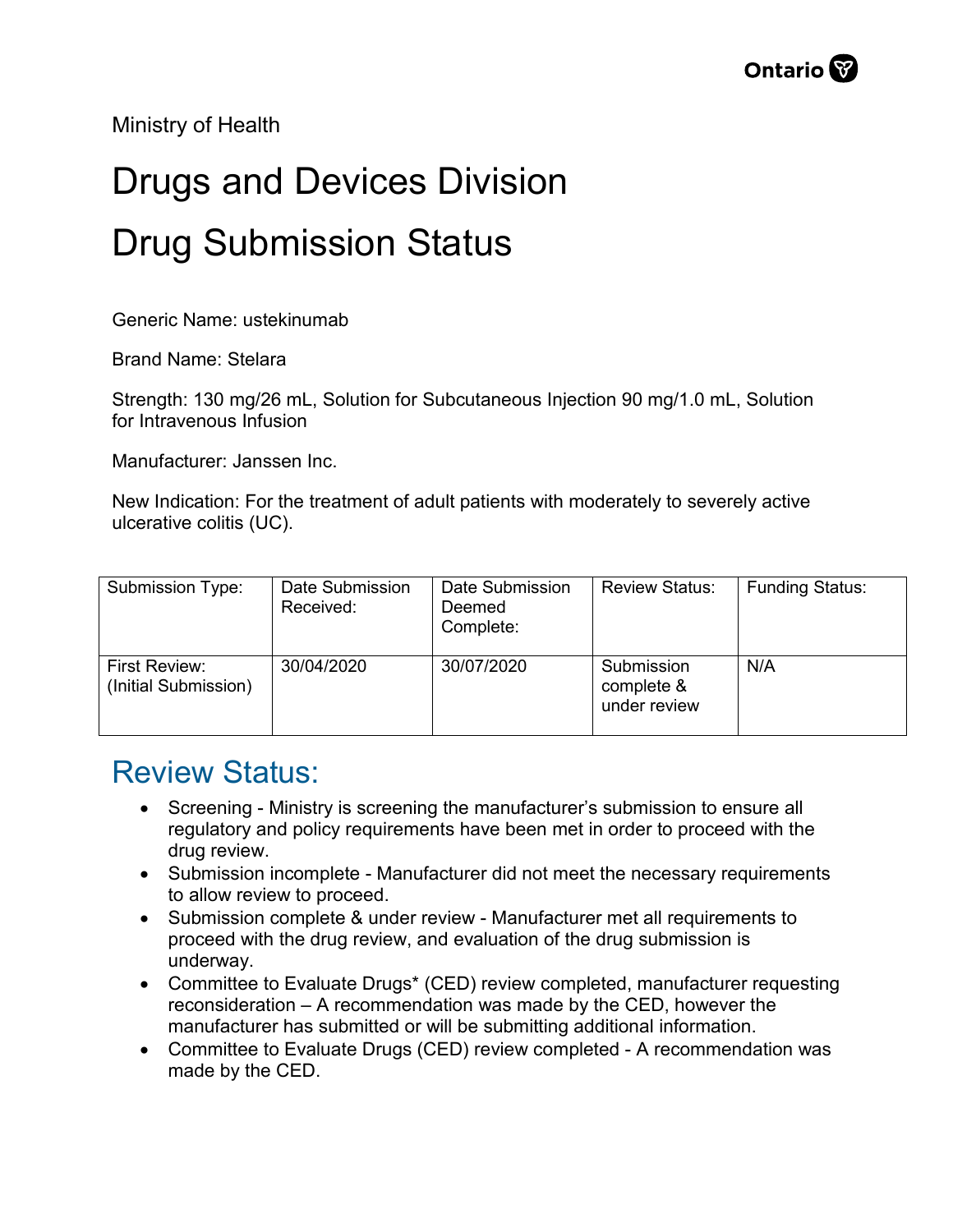Ministry of Health

# Drugs and Devices Division

# Drug Submission Status

Generic Name: ustekinumab

Brand Name: Stelara

Strength: 130 mg/26 mL, Solution for Subcutaneous Injection 90 mg/1.0 mL, Solution for Intravenous Infusion

Manufacturer: Janssen Inc.

New Indication: For the treatment of adult patients with moderately to severely active ulcerative colitis (UC).

| Submission Type: | Date Submission Received: | Date Submission Deemed Complete: | Review Status: | Funding Status: |
|---|---|---|---|---|
| First Review: (Initial Submission) | 30/04/2020 | 30/07/2020 | Submission complete & under review | N/A |

## Review Status:

- Screening - Ministry is screening the manufacturer's submission to ensure all regulatory and policy requirements have been met in order to proceed with the drug review.
- Submission incomplete - Manufacturer did not meet the necessary requirements to allow review to proceed.
- Submission complete & under review - Manufacturer met all requirements to proceed with the drug review, and evaluation of the drug submission is underway.
- Committee to Evaluate Drugs* (CED) review completed, manufacturer requesting reconsideration – A recommendation was made by the CED, however the manufacturer has submitted or will be submitting additional information.
- Committee to Evaluate Drugs (CED) review completed - A recommendation was made by the CED.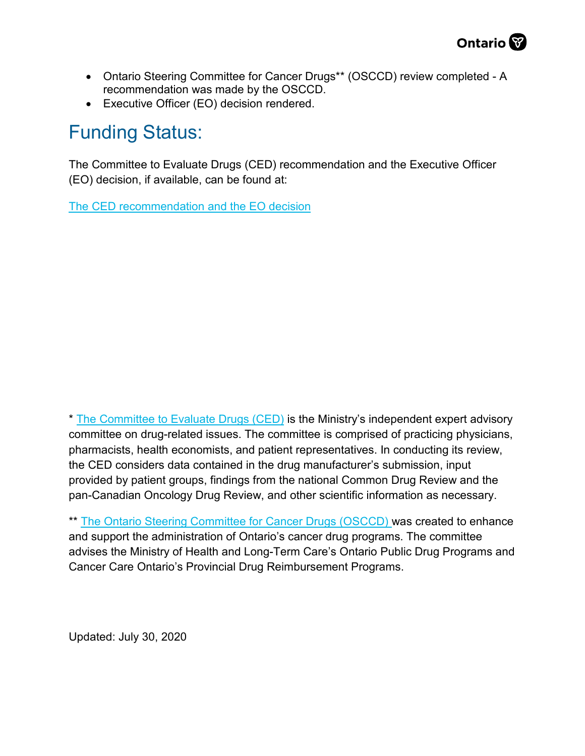- Ontario Steering Committee for Cancer Drugs** (OSCCD) review completed - A recommendation was made by the OSCCD.
- Executive Officer (EO) decision rendered.

## Funding Status:

The Committee to Evaluate Drugs (CED) recommendation and the Executive Officer (EO) decision, if available, can be found at:

The CED recommendation and the EO decision

* The Committee to Evaluate Drugs (CED) is the Ministry's independent expert advisory committee on drug-related issues. The committee is comprised of practicing physicians, pharmacists, health economists, and patient representatives. In conducting its review, the CED considers data contained in the drug manufacturer's submission, input provided by patient groups, findings from the national Common Drug Review and the pan-Canadian Oncology Drug Review, and other scientific information as necessary.

** The Ontario Steering Committee for Cancer Drugs (OSCCD) was created to enhance and support the administration of Ontario's cancer drug programs. The committee advises the Ministry of Health and Long-Term Care's Ontario Public Drug Programs and Cancer Care Ontario's Provincial Drug Reimbursement Programs.

Updated: July 30, 2020